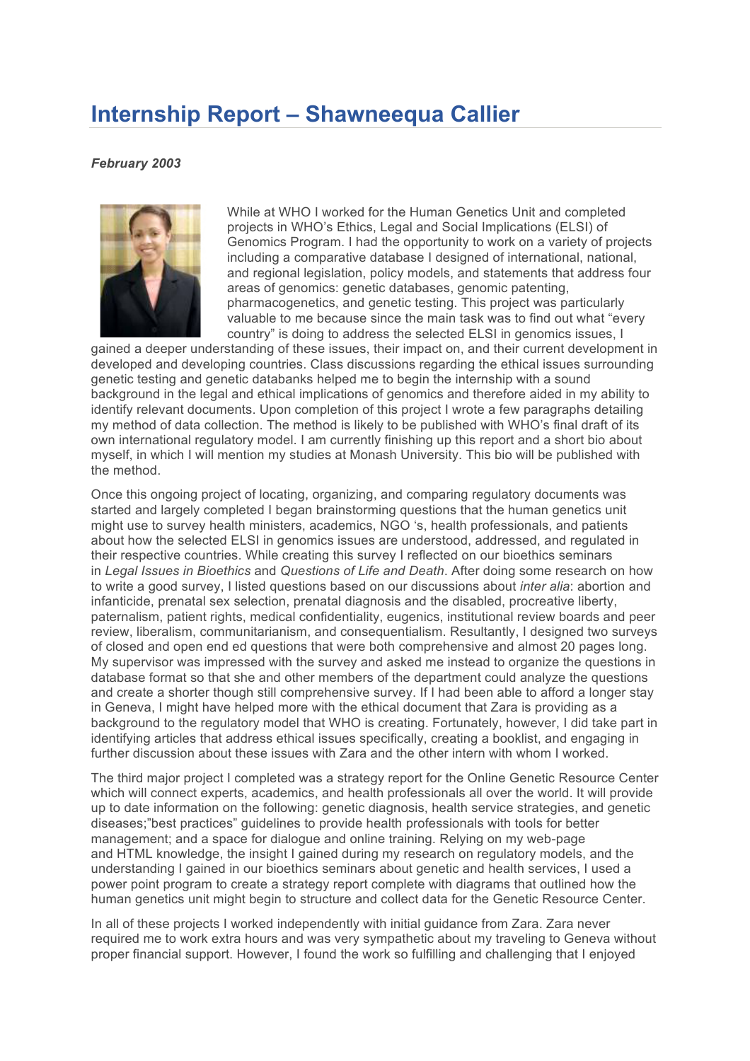# Internship Report – Shawneequa Callier

***February 2003***

While at WHO I worked for the Human Genetics Unit and completed projects in WHO's Ethics, Legal and Social Implications (ELSI) of Genomics Program. I had the opportunity to work on a variety of projects including a comparative database I designed of international, national, and regional legislation, policy models, and statements that address four areas of genomics: genetic databases, genomic patenting, pharmacogenetics, and genetic testing. This project was particularly valuable to me because since the main task was to find out what "every country" is doing to address the selected ELSI in genomics issues, I gained a deeper understanding of these issues, their impact on, and their current development in developed and developing countries. Class discussions regarding the ethical issues surrounding genetic testing and genetic databanks helped me to begin the internship with a sound background in the legal and ethical implications of genomics and therefore aided in my ability to identify relevant documents. Upon completion of this project I wrote a few paragraphs detailing my method of data collection. The method is likely to be published with WHO's final draft of its own international regulatory model. I am currently finishing up this report and a short bio about myself, in which I will mention my studies at Monash University. This bio will be published with the method.

Once this ongoing project of locating, organizing, and comparing regulatory documents was started and largely completed I began brainstorming questions that the human genetics unit might use to survey health ministers, academics, NGO 's, health professionals, and patients about how the selected ELSI in genomics issues are understood, addressed, and regulated in their respective countries. While creating this survey I reflected on our bioethics seminars in *Legal Issues in Bioethics* and *Questions of Life and Death*. After doing some research on how to write a good survey, I listed questions based on our discussions about *inter alia*: abortion and infanticide, prenatal sex selection, prenatal diagnosis and the disabled, procreative liberty, paternalism, patient rights, medical confidentiality, eugenics, institutional review boards and peer review, liberalism, communitarianism, and consequentialism. Resultantly, I designed two surveys of closed and open end ed questions that were both comprehensive and almost 20 pages long. My supervisor was impressed with the survey and asked me instead to organize the questions in database format so that she and other members of the department could analyze the questions and create a shorter though still comprehensive survey. If I had been able to afford a longer stay in Geneva, I might have helped more with the ethical document that Zara is providing as a background to the regulatory model that WHO is creating. Fortunately, however, I did take part in identifying articles that address ethical issues specifically, creating a booklist, and engaging in further discussion about these issues with Zara and the other intern with whom I worked.

The third major project I completed was a strategy report for the Online Genetic Resource Center which will connect experts, academics, and health professionals all over the world. It will provide up to date information on the following: genetic diagnosis, health service strategies, and genetic diseases;"best practices" guidelines to provide health professionals with tools for better management; and a space for dialogue and online training. Relying on my web-page and HTML knowledge, the insight I gained during my research on regulatory models, and the understanding I gained in our bioethics seminars about genetic and health services, I used a power point program to create a strategy report complete with diagrams that outlined how the human genetics unit might begin to structure and collect data for the Genetic Resource Center.

In all of these projects I worked independently with initial guidance from Zara. Zara never required me to work extra hours and was very sympathetic about my traveling to Geneva without proper financial support. However, I found the work so fulfilling and challenging that I enjoyed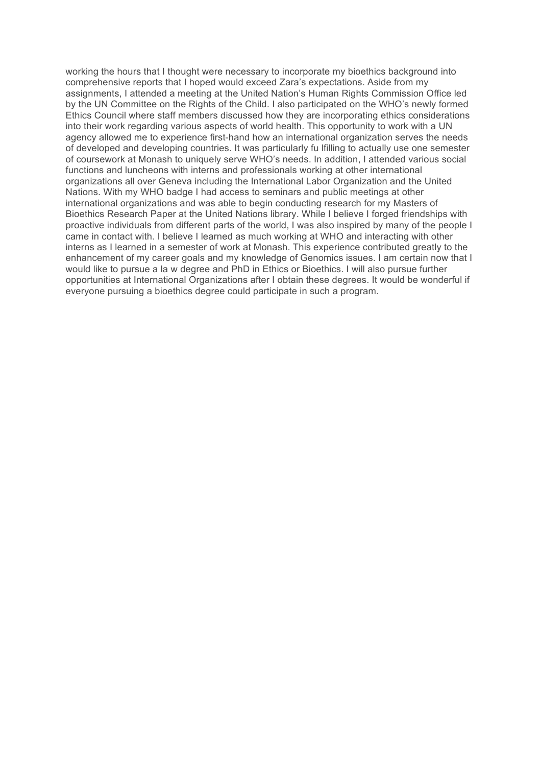working the hours that I thought were necessary to incorporate my bioethics background into comprehensive reports that I hoped would exceed Zara's expectations. Aside from my assignments, I attended a meeting at the United Nation's Human Rights Commission Office led by the UN Committee on the Rights of the Child. I also participated on the WHO's newly formed Ethics Council where staff members discussed how they are incorporating ethics considerations into their work regarding various aspects of world health. This opportunity to work with a UN agency allowed me to experience first-hand how an international organization serves the needs of developed and developing countries. It was particularly fu lfilling to actually use one semester of coursework at Monash to uniquely serve WHO's needs. In addition, I attended various social functions and luncheons with interns and professionals working at other international organizations all over Geneva including the International Labor Organization and the United Nations. With my WHO badge I had access to seminars and public meetings at other international organizations and was able to begin conducting research for my Masters of Bioethics Research Paper at the United Nations library. While I believe I forged friendships with proactive individuals from different parts of the world, I was also inspired by many of the people I came in contact with. I believe I learned as much working at WHO and interacting with other interns as I learned in a semester of work at Monash. This experience contributed greatly to the enhancement of my career goals and my knowledge of Genomics issues. I am certain now that I would like to pursue a la w degree and PhD in Ethics or Bioethics. I will also pursue further opportunities at International Organizations after I obtain these degrees. It would be wonderful if everyone pursuing a bioethics degree could participate in such a program.